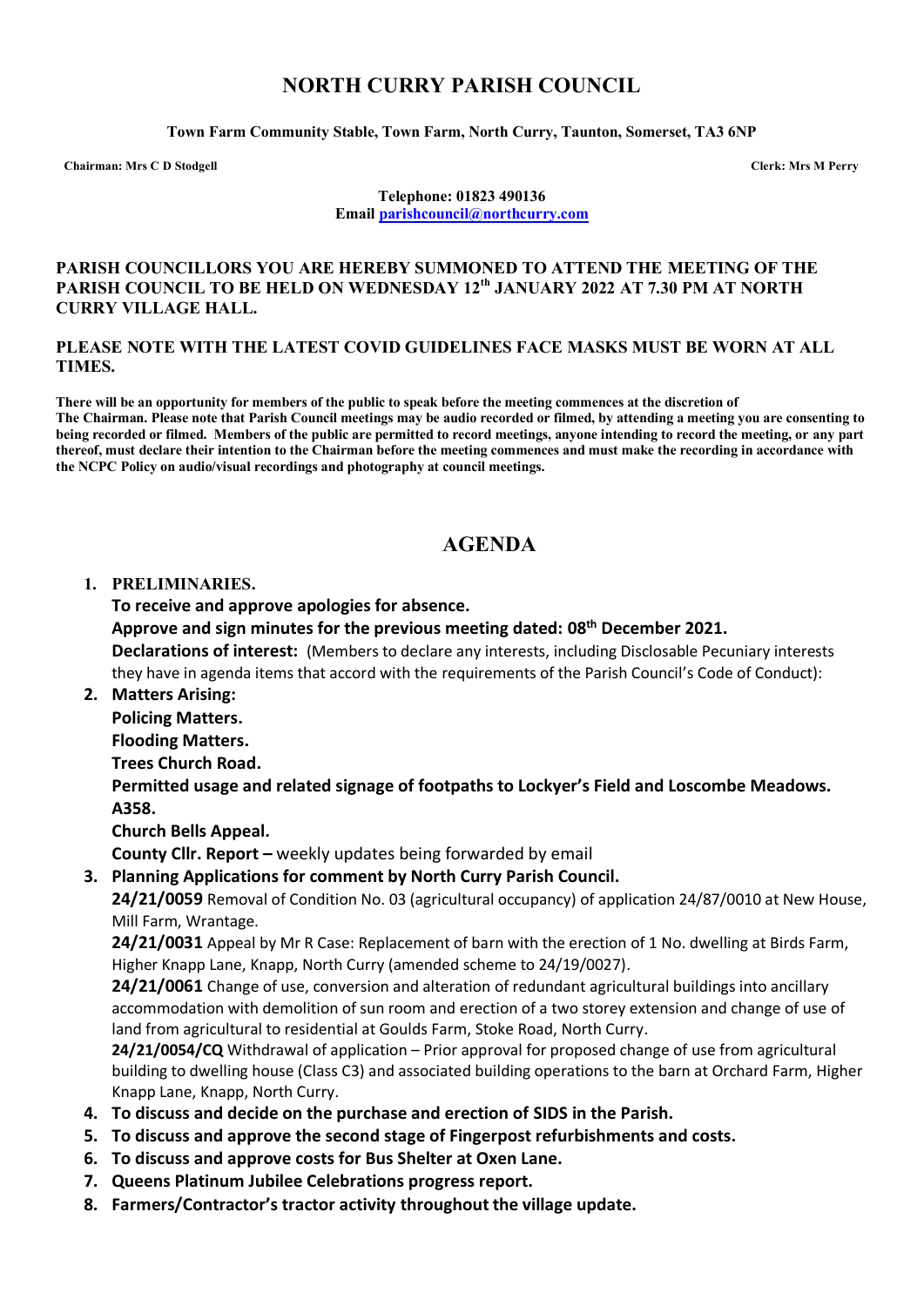# NORTH CURRY PARISH COUNCIL

**Town Farm Community Stable, Town Farm, North Curry, Taunton, Somerset, TA3 6NP**

**Chairman: Mrs C D Stodgell** **Clerk: Mrs M Perry**

**Telephone: 01823 490136**
**Email parishcouncil@northcurry.com**

**PARISH COUNCILLORS YOU ARE HEREBY SUMMONED TO ATTEND THE MEETING OF THE PARISH COUNCIL TO BE HELD ON WEDNESDAY 12th JANUARY 2022 AT 7.30 PM AT NORTH CURRY VILLAGE HALL.**

**PLEASE NOTE WITH THE LATEST COVID GUIDELINES FACE MASKS MUST BE WORN AT ALL TIMES.**

**There will be an opportunity for members of the public to speak before the meeting commences at the discretion of The Chairman. Please note that Parish Council meetings may be audio recorded or filmed, by attending a meeting you are consenting to being recorded or filmed. Members of the public are permitted to record meetings, anyone intending to record the meeting, or any part thereof, must declare their intention to the Chairman before the meeting commences and must make the recording in accordance with the NCPC Policy on audio/visual recordings and photography at council meetings.**

## AGENDA

1. **PRELIMINARIES.**
   **To receive and approve apologies for absence.**
   **Approve and sign minutes for the previous meeting dated: 08th December 2021.**
   **Declarations of interest:** (Members to declare any interests, including Disclosable Pecuniary interests they have in agenda items that accord with the requirements of the Parish Council's Code of Conduct):
2. **Matters Arising:**
   **Policing Matters.**
   **Flooding Matters.**
   **Trees Church Road.**
   **Permitted usage and related signage of footpaths to Lockyer's Field and Loscombe Meadows.**
   **A358.**
   **Church Bells Appeal.**
   **County Cllr. Report –** weekly updates being forwarded by email
3. **Planning Applications for comment by North Curry Parish Council.**
   **24/21/0059** Removal of Condition No. 03 (agricultural occupancy) of application 24/87/0010 at New House, Mill Farm, Wrantage.
   **24/21/0031** Appeal by Mr R Case: Replacement of barn with the erection of 1 No. dwelling at Birds Farm, Higher Knapp Lane, Knapp, North Curry (amended scheme to 24/19/0027).
   **24/21/0061** Change of use, conversion and alteration of redundant agricultural buildings into ancillary accommodation with demolition of sun room and erection of a two storey extension and change of use of land from agricultural to residential at Goulds Farm, Stoke Road, North Curry.
   **24/21/0054/CQ** Withdrawal of application – Prior approval for proposed change of use from agricultural building to dwelling house (Class C3) and associated building operations to the barn at Orchard Farm, Higher Knapp Lane, Knapp, North Curry.
4. **To discuss and decide on the purchase and erection of SIDS in the Parish.**
5. **To discuss and approve the second stage of Fingerpost refurbishments and costs.**
6. **To discuss and approve costs for Bus Shelter at Oxen Lane.**
7. **Queens Platinum Jubilee Celebrations progress report.**
8. **Farmers/Contractor's tractor activity throughout the village update.**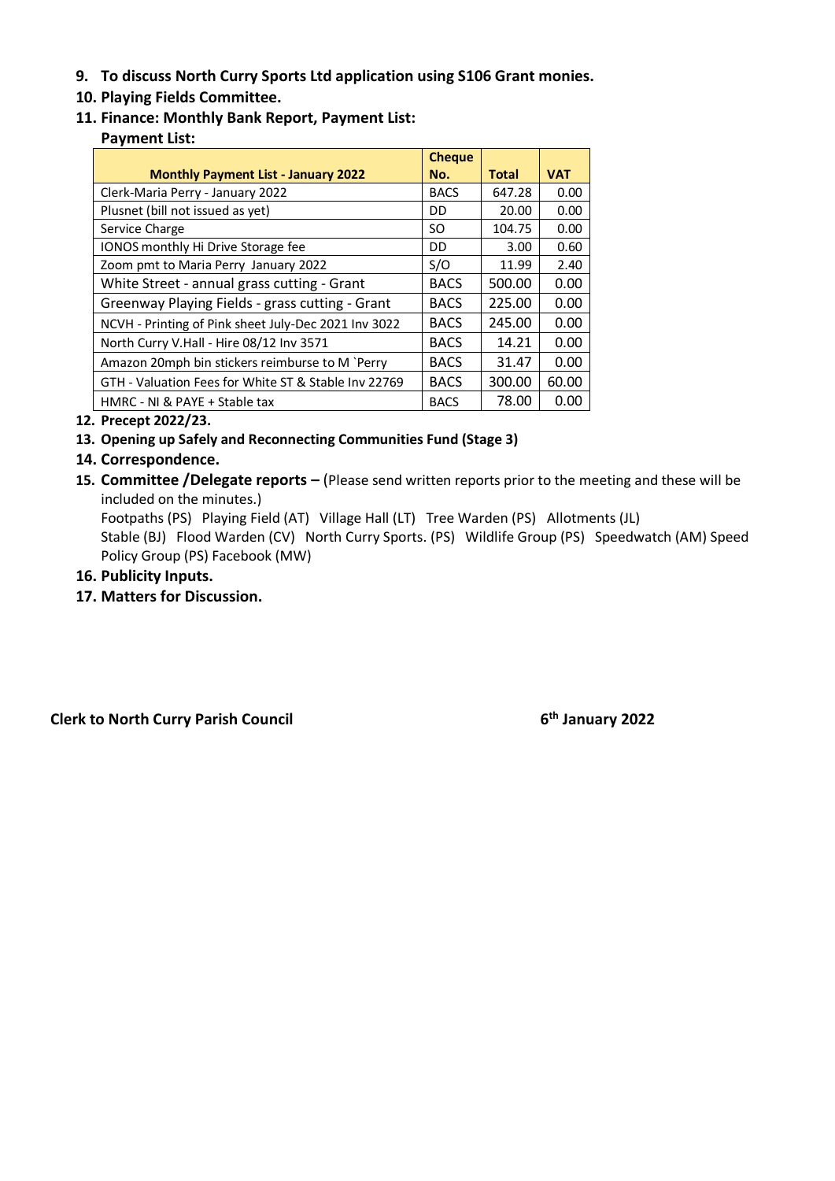9. **To discuss North Curry Sports Ltd application using S106 Grant monies.**
10. **Playing Fields Committee.**
11. **Finance: Monthly Bank Report, Payment List:**

**Payment List:**

| Monthly Payment List - January 2022 | Cheque No. | Total | VAT |
|---|---|---|---|
| Clerk-Maria Perry - January 2022 | BACS | 647.28 | 0.00 |
| Plusnet (bill not issued as yet) | DD | 20.00 | 0.00 |
| Service Charge | SO | 104.75 | 0.00 |
| IONOS monthly Hi Drive Storage fee | DD | 3.00 | 0.60 |
| Zoom pmt to Maria Perry January 2022 | S/O | 11.99 | 2.40 |
| White Street - annual grass cutting - Grant | BACS | 500.00 | 0.00 |
| Greenway Playing Fields - grass cutting - Grant | BACS | 225.00 | 0.00 |
| NCVH - Printing of Pink sheet July-Dec 2021 Inv 3022 | BACS | 245.00 | 0.00 |
| North Curry V.Hall - Hire 08/12 Inv 3571 | BACS | 14.21 | 0.00 |
| Amazon 20mph bin stickers reimburse to M `Perry | BACS | 31.47 | 0.00 |
| GTH - Valuation Fees for White ST & Stable Inv 22769 | BACS | 300.00 | 60.00 |
| HMRC - NI & PAYE + Stable tax | BACS | 78.00 | 0.00 |

12. **Precept 2022/23.**
13. **Opening up Safely and Reconnecting Communities Fund (Stage 3)**
14. **Correspondence.**
15. **Committee /Delegate reports –** (Please send written reports prior to the meeting and these will be included on the minutes.)
    Footpaths (PS) Playing Field (AT) Village Hall (LT) Tree Warden (PS) Allotments (JL)
    Stable (BJ) Flood Warden (CV) North Curry Sports. (PS) Wildlife Group (PS) Speedwatch (AM) Speed Policy Group (PS) Facebook (MW)
16. **Publicity Inputs.**
17. **Matters for Discussion.**

**Clerk to North Curry Parish Council** **6th January 2022**